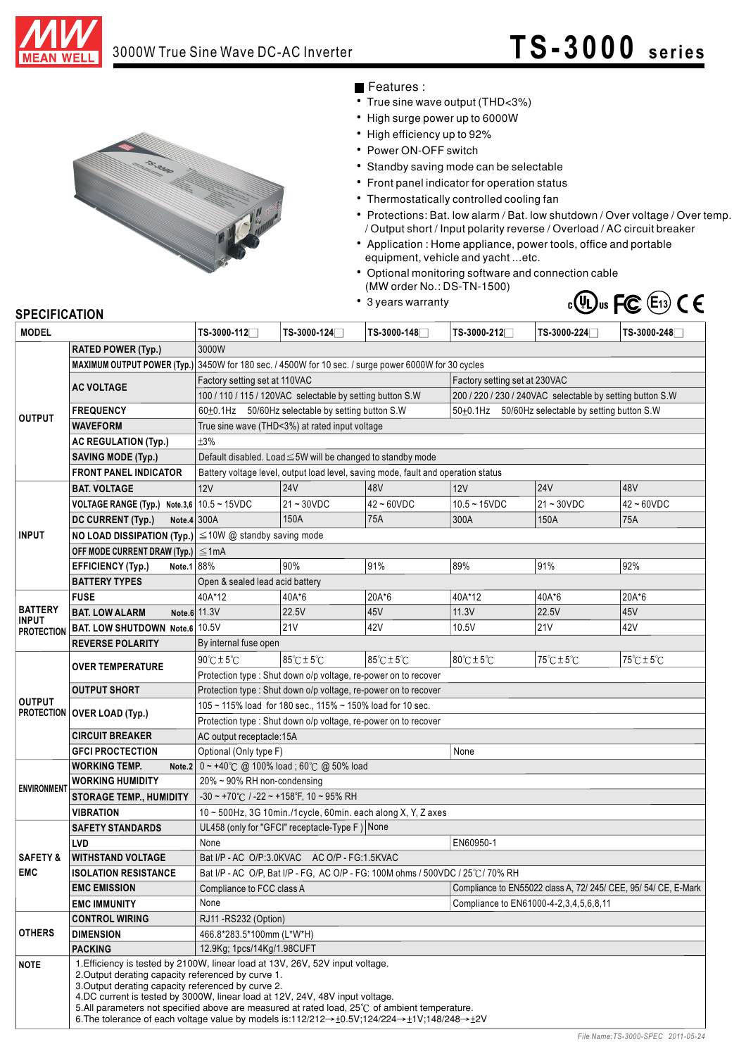# 3000W True Sine Wave DC-AC Inverter

# TS-3000 series

## Features :

- True sine wave output (THD<3%)
- High surge power up to 6000W
- High efficiency up to 92%
- Power ON-OFF switch
- Standby saving mode can be selectable
- Front panel indicator for operation status
- Thermostatically controlled cooling fan
- Protections: Bat. low alarm / Bat. low shutdown / Over voltage / Over temp. / Output short / Input polarity reverse / Overload / AC circuit breaker
- Application : Home appliance, power tools, office and portable equipment, vehicle and yacht ...etc.
- Optional monitoring software and connection cable (MW order No.: DS-TN-1500)
- 3 years warranty

## SPECIFICATION

| MODEL | | TS-3000-112☐ | TS-3000-124☐ | TS-3000-148☐ | TS-3000-212☐ | TS-3000-224☐ | TS-3000-248☐ |
|---|---|---|---|---|---|---|---|
| OUTPUT | RATED POWER (Typ.) | 3000W | | | | | |
| | MAXIMUM OUTPUT POWER (Typ.) | 3450W for 180 sec. / 4500W for 10 sec. / surge power 6000W for 30 cycles | | | | | |
| | AC VOLTAGE | Factory setting set at 110VAC | | | Factory setting set at 230VAC | | |
| | | 100 / 110 / 115 / 120VAC selectable by setting button S.W | | | 200 / 220 / 230 / 240VAC selectable by setting button S.W | | |
| | FREQUENCY | 60±0.1Hz 50/60Hz selectable by setting button S.W | | | 50±0.1Hz 50/60Hz selectable by setting button S.W | | |
| | WAVEFORM | True sine wave (THD<3%) at rated input voltage | | | | | |
| | AC REGULATION (Typ.) | ±3% | | | | | |
| | SAVING MODE (Typ.) | Default disabled. Load≦5W will be changed to standby mode | | | | | |
| | FRONT PANEL INDICATOR | Battery voltage level, output load level, saving mode, fault and operation status | | | | | |
| INPUT | BAT. VOLTAGE | 12V | 24V | 48V | 12V | 24V | 48V |
| | VOLTAGE RANGE (Typ.) Note.3,6 | 10.5 ~ 15VDC | 21 ~ 30VDC | 42 ~ 60VDC | 10.5 ~ 15VDC | 21 ~ 30VDC | 42 ~ 60VDC |
| | DC CURRENT (Typ.) Note.4 | 300A | 150A | 75A | 300A | 150A | 75A |
| | NO LOAD DISSIPATION (Typ.) | ≦10W @ standby saving mode | | | | | |
| | OFF MODE CURRENT DRAW (Typ.) | ≦1mA | | | | | |
| | EFFICIENCY (Typ.) Note.1 | 88% | 90% | 91% | 89% | 91% | 92% |
| | BATTERY TYPES | Open & sealed lead acid battery | | | | | |
| BATTERY INPUT PROTECTION | FUSE | 40A*12 | 40A*6 | 20A*6 | 40A*12 | 40A*6 | 20A*6 |
| | BAT. LOW ALARM Note.6 | 11.3V | 22.5V | 45V | 11.3V | 22.5V | 45V |
| | BAT. LOW SHUTDOWN Note.6 | 10.5V | 21V | 42V | 10.5V | 21V | 42V |
| | REVERSE POLARITY | By internal fuse open | | | | | |
| OUTPUT PROTECTION | OVER TEMPERATURE | 90℃±5℃ | 85℃±5℃ | 85℃±5℃ | 80℃±5℃ | 75℃±5℃ | 75℃±5℃ |
| | | Protection type : Shut down o/p voltage, re-power on to recover | | | | | |
| | OUTPUT SHORT | Protection type : Shut down o/p voltage, re-power on to recover | | | | | |
| | OVER LOAD (Typ.) | 105 ~ 115% load for 180 sec., 115% ~ 150% load for 10 sec. | | | | | |
| | | Protection type : Shut down o/p voltage, re-power on to recover | | | | | |
| | CIRCUIT BREAKER | AC output receptacle:15A | | | | | |
| | GFCI PROCTECTION | Optional (Only type F) | | | None | | |
| ENVIRONMENT | WORKING TEMP. Note.2 | 0 ~ +40℃ @ 100% load ; 60℃ @ 50% load | | | | | |
| | WORKING HUMIDITY | 20% ~ 90% RH non-condensing | | | | | |
| | STORAGE TEMP., HUMIDITY | -30 ~ +70℃ / -22 ~ +158°F, 10 ~ 95% RH | | | | | |
| | VIBRATION | 10 ~ 500Hz, 3G 10min./1cycle, 60min. each along X, Y, Z axes | | | | | |
| SAFETY & EMC | SAFETY STANDARDS | UL458 (only for "GFCI" receptacle-Type F ) | None | | | | |
| | LVD | None | | | EN60950-1 | | |
| | WITHSTAND VOLTAGE | Bat I/P - AC O/P:3.0KVAC AC O/P - FG:1.5KVAC | | | | | |
| | ISOLATION RESISTANCE | Bat I/P - AC O/P, Bat I/P - FG, AC O/P - FG: 100M ohms / 500VDC / 25℃/ 70% RH | | | | | |
| | EMC EMISSION | Compliance to FCC class A | | | Compliance to EN55022 class A, 72/ 245/ CEE, 95/ 54/ CE, E-Mark | | |
| | EMC IMMUNITY | None | | | Compliance to EN61000-4-2,3,4,5,6,8,11 | | |
| OTHERS | CONTROL WIRING | RJ11 -RS232 (Option) | | | | | |
| | DIMENSION | 466.8*283.5*100mm (L*W*H) | | | | | |
| | PACKING | 12.9Kg; 1pcs/14Kg/1.98CUFT | | | | | |

**NOTE**

1. Efficiency is tested by 2100W, linear load at 13V, 26V, 52V input voltage.
2. Output derating capacity referenced by curve 1.
3. Output derating capacity referenced by curve 2.
4. DC current is tested by 3000W, linear load at 12V, 24V, 48V input voltage.
5. All parameters not specified above are measured at rated load, 25℃ of ambient temperature.
6. The tolerance of each voltage value by models is:112/212→±0.5V;124/224→±1V;148/248→±2V

File Name:TS-3000-SPEC 2011-05-24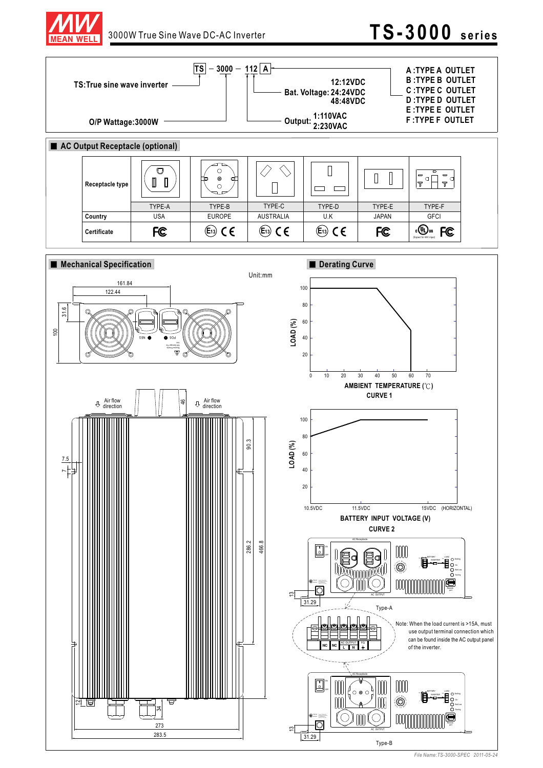# 3000W True Sine Wave DC-AC Inverter — TS-3000 series

TS — 3000 — 112 A

TS:True sine wave inverter

O/P Wattage:3000W

Bat. Voltage: 12:12VDC, 24:24VDC, 48:48VDC

Output: 1:110VAC, 2:230VAC

A :TYPE A OUTLET
B :TYPE B OUTLET
C :TYPE C OUTLET
D :TYPE D OUTLET
E :TYPE E OUTLET
F :TYPE F OUTLET

## AC Output Receptacle (optional)

| Receptacle type | TYPE-A | TYPE-B | TYPE-C | TYPE-D | TYPE-E | TYPE-F |
|---|---|---|---|---|---|---|
| Country | USA | EUROPE | AUSTRALIA | U.K | JAPAN | GFCI |
| Certificate | FC | E13 CE | E13 CE | E13 CE | FC | cULus (Expect for 48V input) FC |

## Mechanical Specification

Unit:mm

161.84
122.44
31.6
100
Air flow direction
Air flow direction
46
7.5
7
90.3
286.2
466.8
12
34
273
283.5

## Derating Curve

LOAD (%)
100
80
60
40
20
0
10
20
30
40
50
60
70
AMBIENT TEMPERATURE (℃)
CURVE 1

LOAD (%)
100
80
60
40
20
10.5VDC
11.5VDC
15VDC (HORIZONTAL)
BATTERY INPUT VOLTAGE (V)
CURVE 2

13
31.29
Type-A

Note: When the load current is >15A, must use output terminal connection which can be found inside the AC output panel of the inverter.

13
31.29
Type-B

File Name:TS-3000-SPEC 2011-05-24